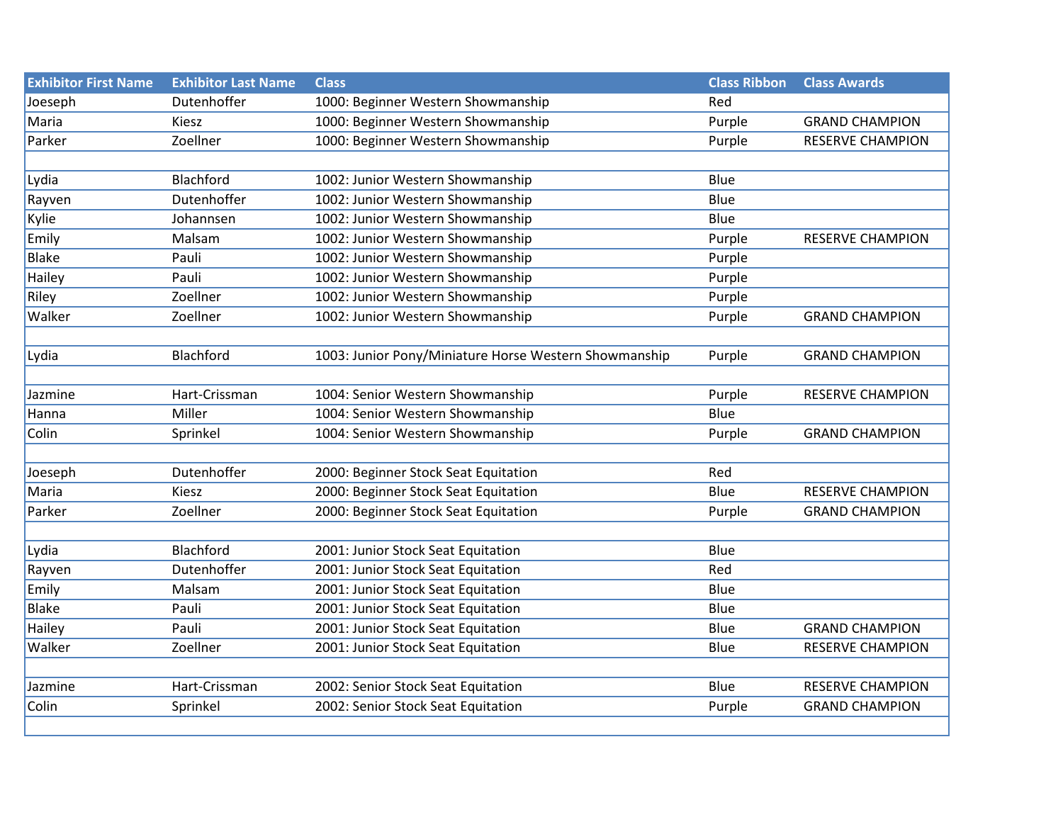| Exhibitor First Name | Exhibitor Last Name | Class | Class Ribbon | Class Awards |
|---|---|---|---|---|
| Joeseph | Dutenhoffer | 1000: Beginner Western Showmanship | Red | |
| Maria | Kiesz | 1000: Beginner Western Showmanship | Purple | GRAND CHAMPION |
| Parker | Zoellner | 1000: Beginner Western Showmanship | Purple | RESERVE CHAMPION |
| | | | | |
| Lydia | Blachford | 1002: Junior Western Showmanship | Blue | |
| Rayven | Dutenhoffer | 1002: Junior Western Showmanship | Blue | |
| Kylie | Johannsen | 1002: Junior Western Showmanship | Blue | |
| Emily | Malsam | 1002: Junior Western Showmanship | Purple | RESERVE CHAMPION |
| Blake | Pauli | 1002: Junior Western Showmanship | Purple | |
| Hailey | Pauli | 1002: Junior Western Showmanship | Purple | |
| Riley | Zoellner | 1002: Junior Western Showmanship | Purple | |
| Walker | Zoellner | 1002: Junior Western Showmanship | Purple | GRAND CHAMPION |
| | | | | |
| Lydia | Blachford | 1003: Junior Pony/Miniature Horse Western Showmanship | Purple | GRAND CHAMPION |
| | | | | |
| Jazmine | Hart-Crissman | 1004: Senior Western Showmanship | Purple | RESERVE CHAMPION |
| Hanna | Miller | 1004: Senior Western Showmanship | Blue | |
| Colin | Sprinkel | 1004: Senior Western Showmanship | Purple | GRAND CHAMPION |
| | | | | |
| Joeseph | Dutenhoffer | 2000: Beginner Stock Seat Equitation | Red | |
| Maria | Kiesz | 2000: Beginner Stock Seat Equitation | Blue | RESERVE CHAMPION |
| Parker | Zoellner | 2000: Beginner Stock Seat Equitation | Purple | GRAND CHAMPION |
| | | | | |
| Lydia | Blachford | 2001: Junior Stock Seat Equitation | Blue | |
| Rayven | Dutenhoffer | 2001: Junior Stock Seat Equitation | Red | |
| Emily | Malsam | 2001: Junior Stock Seat Equitation | Blue | |
| Blake | Pauli | 2001: Junior Stock Seat Equitation | Blue | |
| Hailey | Pauli | 2001: Junior Stock Seat Equitation | Blue | GRAND CHAMPION |
| Walker | Zoellner | 2001: Junior Stock Seat Equitation | Blue | RESERVE CHAMPION |
| | | | | |
| Jazmine | Hart-Crissman | 2002: Senior Stock Seat Equitation | Blue | RESERVE CHAMPION |
| Colin | Sprinkel | 2002: Senior Stock Seat Equitation | Purple | GRAND CHAMPION |
| | | | | |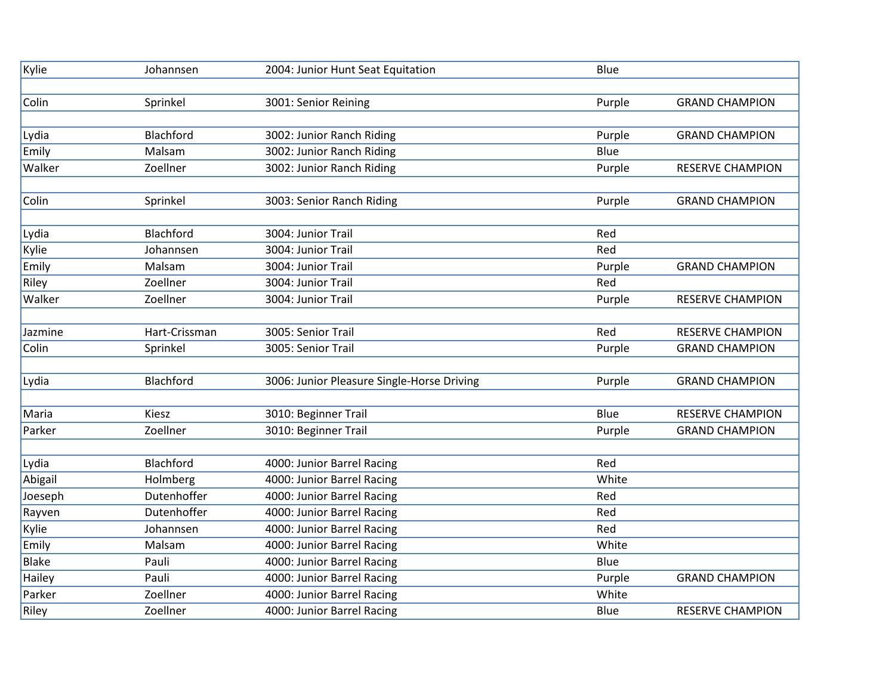| | | | | |
|---|---|---|---|---|
| Kylie | Johannsen | 2004: Junior Hunt Seat Equitation | Blue | |
| | | | | |
| Colin | Sprinkel | 3001: Senior Reining | Purple | GRAND CHAMPION |
| | | | | |
| Lydia | Blachford | 3002: Junior Ranch Riding | Purple | GRAND CHAMPION |
| Emily | Malsam | 3002: Junior Ranch Riding | Blue | |
| Walker | Zoellner | 3002: Junior Ranch Riding | Purple | RESERVE CHAMPION |
| | | | | |
| Colin | Sprinkel | 3003: Senior Ranch Riding | Purple | GRAND CHAMPION |
| | | | | |
| Lydia | Blachford | 3004: Junior Trail | Red | |
| Kylie | Johannsen | 3004: Junior Trail | Red | |
| Emily | Malsam | 3004: Junior Trail | Purple | GRAND CHAMPION |
| Riley | Zoellner | 3004: Junior Trail | Red | |
| Walker | Zoellner | 3004: Junior Trail | Purple | RESERVE CHAMPION |
| | | | | |
| Jazmine | Hart-Crissman | 3005: Senior Trail | Red | RESERVE CHAMPION |
| Colin | Sprinkel | 3005: Senior Trail | Purple | GRAND CHAMPION |
| | | | | |
| Lydia | Blachford | 3006: Junior Pleasure Single-Horse Driving | Purple | GRAND CHAMPION |
| | | | | |
| Maria | Kiesz | 3010: Beginner Trail | Blue | RESERVE CHAMPION |
| Parker | Zoellner | 3010: Beginner Trail | Purple | GRAND CHAMPION |
| | | | | |
| Lydia | Blachford | 4000: Junior Barrel Racing | Red | |
| Abigail | Holmberg | 4000: Junior Barrel Racing | White | |
| Joeseph | Dutenhoffer | 4000: Junior Barrel Racing | Red | |
| Rayven | Dutenhoffer | 4000: Junior Barrel Racing | Red | |
| Kylie | Johannsen | 4000: Junior Barrel Racing | Red | |
| Emily | Malsam | 4000: Junior Barrel Racing | White | |
| Blake | Pauli | 4000: Junior Barrel Racing | Blue | |
| Hailey | Pauli | 4000: Junior Barrel Racing | Purple | GRAND CHAMPION |
| Parker | Zoellner | 4000: Junior Barrel Racing | White | |
| Riley | Zoellner | 4000: Junior Barrel Racing | Blue | RESERVE CHAMPION |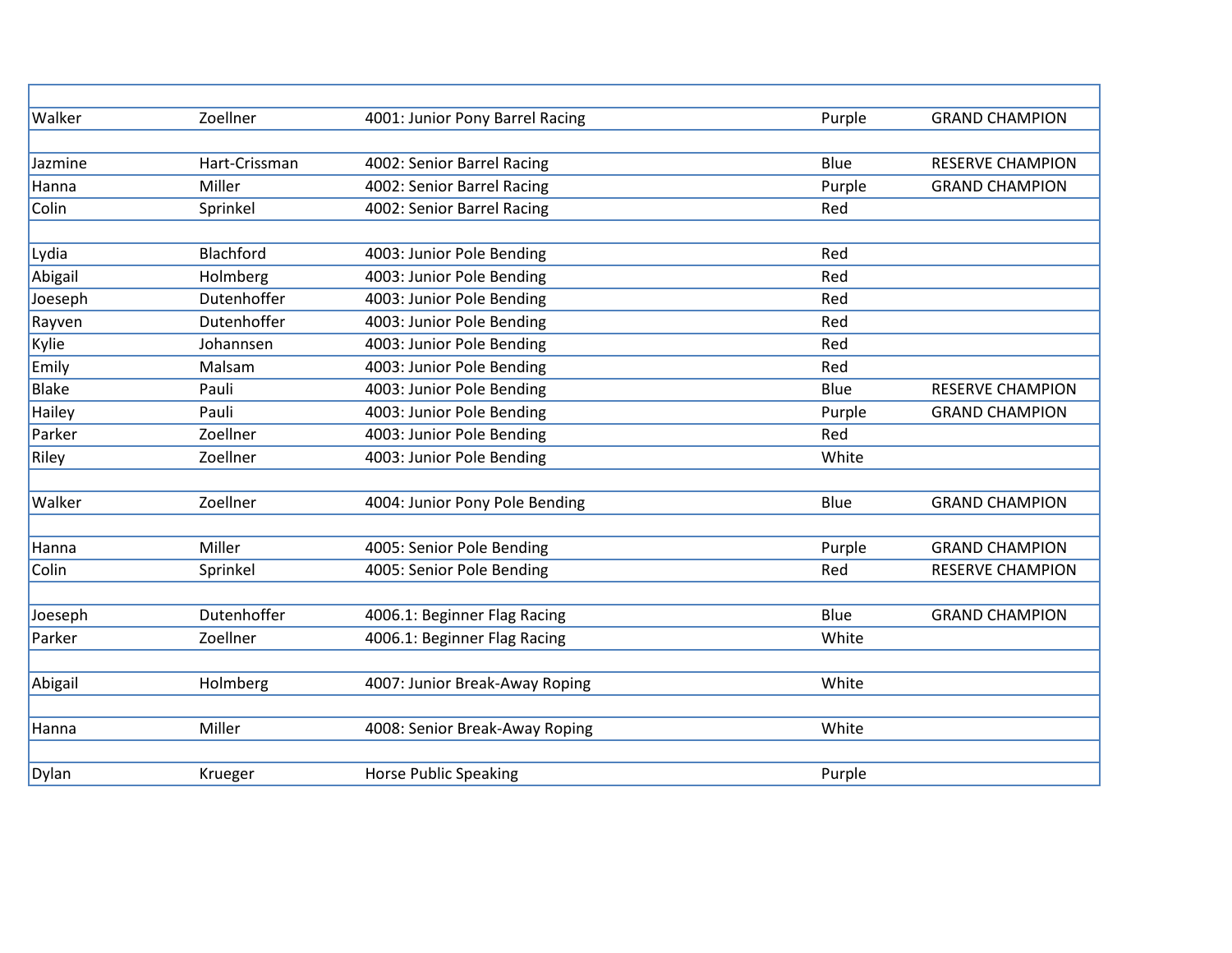| | | | | |
|---|---|---|---|---|
| Walker | Zoellner | 4001: Junior Pony Barrel Racing | Purple | GRAND CHAMPION |
| | | | | |
| Jazmine | Hart-Crissman | 4002: Senior Barrel Racing | Blue | RESERVE CHAMPION |
| Hanna | Miller | 4002: Senior Barrel Racing | Purple | GRAND CHAMPION |
| Colin | Sprinkel | 4002: Senior Barrel Racing | Red | |
| | | | | |
| Lydia | Blachford | 4003: Junior Pole Bending | Red | |
| Abigail | Holmberg | 4003: Junior Pole Bending | Red | |
| Joeseph | Dutenhoffer | 4003: Junior Pole Bending | Red | |
| Rayven | Dutenhoffer | 4003: Junior Pole Bending | Red | |
| Kylie | Johannsen | 4003: Junior Pole Bending | Red | |
| Emily | Malsam | 4003: Junior Pole Bending | Red | |
| Blake | Pauli | 4003: Junior Pole Bending | Blue | RESERVE CHAMPION |
| Hailey | Pauli | 4003: Junior Pole Bending | Purple | GRAND CHAMPION |
| Parker | Zoellner | 4003: Junior Pole Bending | Red | |
| Riley | Zoellner | 4003: Junior Pole Bending | White | |
| | | | | |
| Walker | Zoellner | 4004: Junior Pony Pole Bending | Blue | GRAND CHAMPION |
| | | | | |
| Hanna | Miller | 4005: Senior Pole Bending | Purple | GRAND CHAMPION |
| Colin | Sprinkel | 4005: Senior Pole Bending | Red | RESERVE CHAMPION |
| | | | | |
| Joeseph | Dutenhoffer | 4006.1: Beginner Flag Racing | Blue | GRAND CHAMPION |
| Parker | Zoellner | 4006.1: Beginner Flag Racing | White | |
| | | | | |
| Abigail | Holmberg | 4007: Junior Break-Away Roping | White | |
| | | | | |
| Hanna | Miller | 4008: Senior Break-Away Roping | White | |
| | | | | |
| Dylan | Krueger | Horse Public Speaking | Purple | |